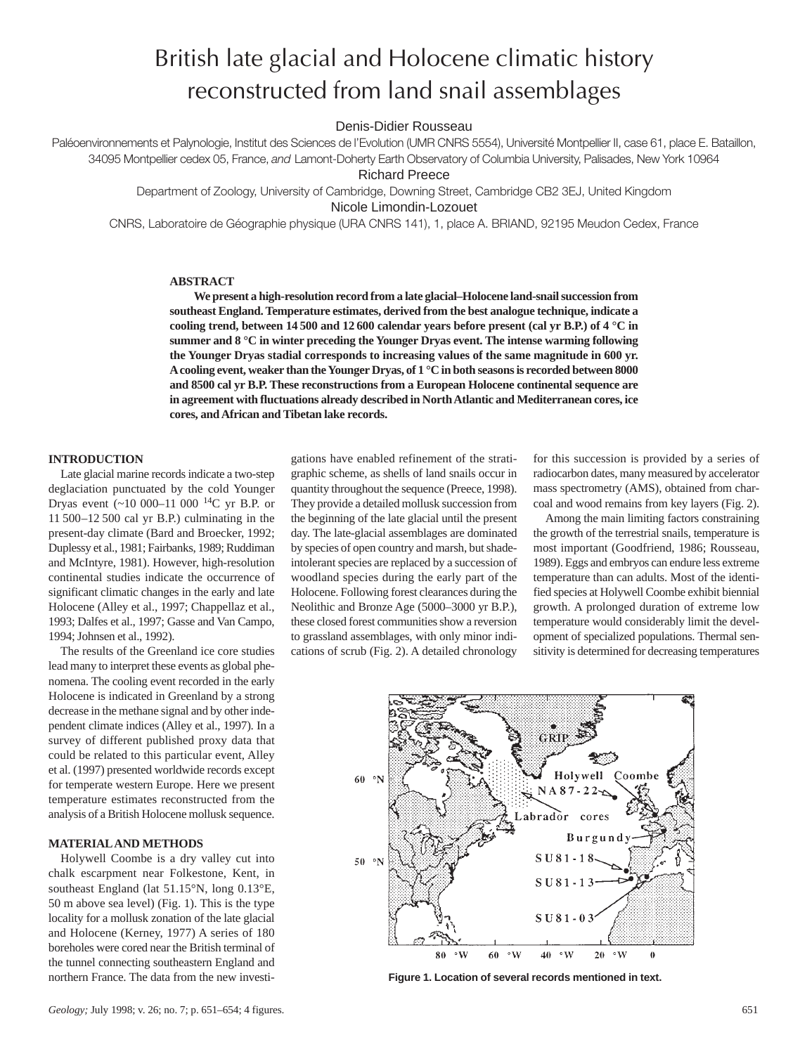# British late glacial and Holocene climatic history reconstructed from land snail assemblages

Denis-Didier Rousseau

Paléoenvironnements et Palynologie, Institut des Sciences de l'Evolution (UMR CNRS 5554), Université Montpellier II, case 61, place E. Bataillon, 34095 Montpellier cedex 05, France, *and* Lamont-Doherty Earth Observatory of Columbia University, Palisades, New York 10964

Richard Preece

Department of Zoology, University of Cambridge, Downing Street, Cambridge CB2 3EJ, United Kingdom

Nicole Limondin-Lozouet

CNRS, Laboratoire de Géographie physique (URA CNRS 141), 1, place A. BRIAND, 92195 Meudon Cedex, France

## ABSTRACT

**We present a high-resolution record from a late glacial–Holocene land-snail succession from southeast England. Temperature estimates, derived from the best analogue technique, indicate a cooling trend, between 14 500 and 12 600 calendar years before present (cal yr B.P.) of 4 °C in summer and 8 °C in winter preceding the Younger Dryas event. The intense warming following the Younger Dryas stadial corresponds to increasing values of the same magnitude in 600 yr. A cooling event, weaker than the Younger Dryas, of 1 °C in both seasons is recorded between 8000 and 8500 cal yr B.P. These reconstructions from a European Holocene continental sequence are in agreement with fluctuations already described in North Atlantic and Mediterranean cores, ice cores, and African and Tibetan lake records.**

## INTRODUCTION

Late glacial marine records indicate a two-step deglaciation punctuated by the cold Younger Dryas event (~10 000–11 000 $^{14}$C yr B.P. or 11 500–12 500 cal yr B.P.) culminating in the present-day climate (Bard and Broecker, 1992; Duplessy et al., 1981; Fairbanks, 1989; Ruddiman and McIntyre, 1981). However, high-resolution continental studies indicate the occurrence of significant climatic changes in the early and late Holocene (Alley et al., 1997; Chappellaz et al., 1993; Dalfes et al., 1997; Gasse and Van Campo, 1994; Johnsen et al., 1992).

The results of the Greenland ice core studies lead many to interpret these events as global phenomena. The cooling event recorded in the early Holocene is indicated in Greenland by a strong decrease in the methane signal and by other independent climate indices (Alley et al., 1997). In a survey of different published proxy data that could be related to this particular event, Alley et al. (1997) presented worldwide records except for temperate western Europe. Here we present temperature estimates reconstructed from the analysis of a British Holocene mollusk sequence.

## MATERIAL AND METHODS

Holywell Coombe is a dry valley cut into chalk escarpment near Folkestone, Kent, in southeast England (lat 51.15°N, long 0.13°E, 50 m above sea level) (Fig. 1). This is the type locality for a mollusk zonation of the late glacial and Holocene (Kerney, 1977) A series of 180 boreholes were cored near the British terminal of the tunnel connecting southeastern England and northern France. The data from the new investigations have enabled refinement of the stratigraphic scheme, as shells of land snails occur in quantity throughout the sequence (Preece, 1998). They provide a detailed mollusk succession from the beginning of the late glacial until the present day. The late-glacial assemblages are dominated by species of open country and marsh, but shade-intolerant species are replaced by a succession of woodland species during the early part of the Holocene. Following forest clearances during the Neolithic and Bronze Age (5000–3000 yr B.P.), these closed forest communities show a reversion to grassland assemblages, with only minor indications of scrub (Fig. 2). A detailed chronology for this succession is provided by a series of radiocarbon dates, many measured by accelerator mass spectrometry (AMS), obtained from charcoal and wood remains from key layers (Fig. 2).

Among the main limiting factors constraining the growth of the terrestrial snails, temperature is most important (Goodfriend, 1986; Rousseau, 1989). Eggs and embryos can endure less extreme temperature than can adults. Most of the identified species at Holywell Coombe exhibit biennial growth. A prolonged duration of extreme low temperature would considerably limit the development of specialized populations. Thermal sensitivity is determined for decreasing temperatures

**Figure 1. Location of several records mentioned in text.**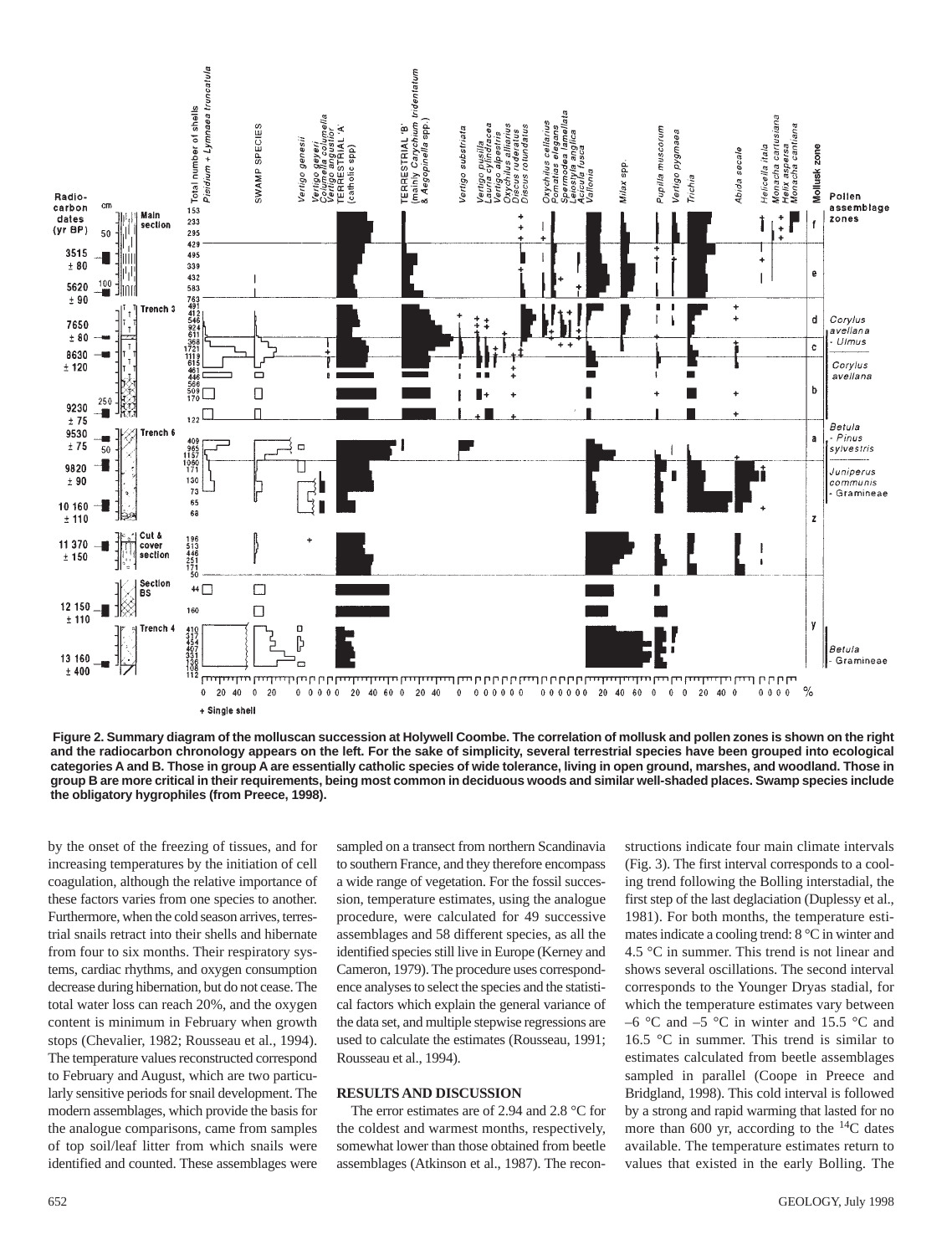**Figure 2. Summary diagram of the molluscan succession at Holywell Coombe. The correlation of mollusk and pollen zones is shown on the right and the radiocarbon chronology appears on the left. For the sake of simplicity, several terrestrial species have been grouped into ecological categories A and B. Those in group A are essentially catholic species of wide tolerance, living in open ground, marshes, and woodland. Those in group B are more critical in their requirements, being most common in deciduous woods and similar well-shaded places. Swamp species include the obligatory hygrophiles (from Preece, 1998).**

by the onset of the freezing of tissues, and for increasing temperatures by the initiation of cell coagulation, although the relative importance of these factors varies from one species to another. Furthermore, when the cold season arrives, terrestrial snails retract into their shells and hibernate from four to six months. Their respiratory systems, cardiac rhythms, and oxygen consumption decrease during hibernation, but do not cease. The total water loss can reach 20%, and the oxygen content is minimum in February when growth stops (Chevalier, 1982; Rousseau et al., 1994). The temperature values reconstructed correspond to February and August, which are two particularly sensitive periods for snail development. The modern assemblages, which provide the basis for the analogue comparisons, came from samples of top soil/leaf litter from which snails were identified and counted. These assemblages were sampled on a transect from northern Scandinavia to southern France, and they therefore encompass a wide range of vegetation. For the fossil succession, temperature estimates, using the analogue procedure, were calculated for 49 successive assemblages and 58 different species, as all the identified species still live in Europe (Kerney and Cameron, 1979). The procedure uses correspondence analyses to select the species and the statistical factors which explain the general variance of the data set, and multiple stepwise regressions are used to calculate the estimates (Rousseau, 1991; Rousseau et al., 1994).

## RESULTS AND DISCUSSION

The error estimates are of 2.94 and 2.8 °C for the coldest and warmest months, respectively, somewhat lower than those obtained from beetle assemblages (Atkinson et al., 1987). The reconstructions indicate four main climate intervals (Fig. 3). The first interval corresponds to a cooling trend following the Bolling interstadial, the first step of the last deglaciation (Duplessy et al., 1981). For both months, the temperature estimates indicate a cooling trend: 8 °C in winter and 4.5 °C in summer. This trend is not linear and shows several oscillations. The second interval corresponds to the Younger Dryas stadial, for which the temperature estimates vary between –6 °C and –5 °C in winter and 15.5 °C and 16.5 °C in summer. This trend is similar to estimates calculated from beetle assemblages sampled in parallel (Coope in Preece and Bridgland, 1998). This cold interval is followed by a strong and rapid warming that lasted for no more than 600 yr, according to the $^{14}C$ dates available. The temperature estimates return to values that existed in the early Bolling. The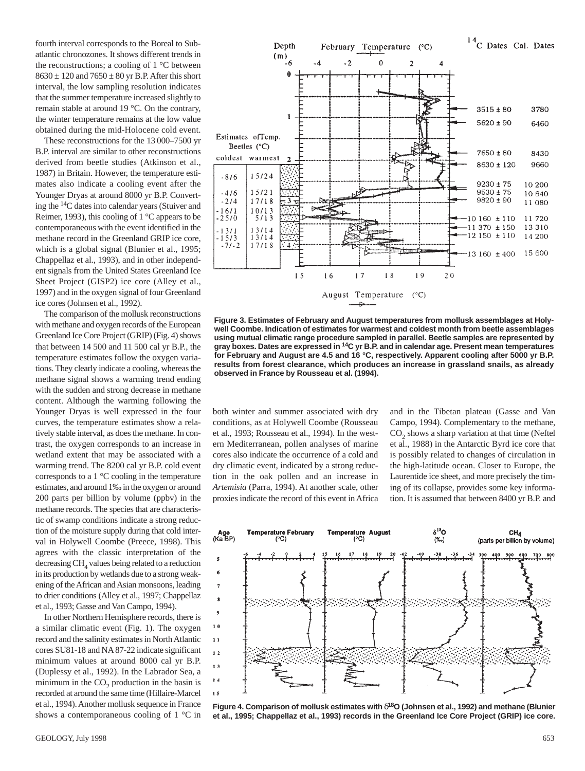fourth interval corresponds to the Boreal to Subatlantic chronozones. It shows different trends in the reconstructions; a cooling of 1 °C between 8630 ± 120 and 7650 ± 80 yr B.P. After this short interval, the low sampling resolution indicates that the summer temperature increased slightly to remain stable at around 19 °C. On the contrary, the winter temperature remains at the low value obtained during the mid-Holocene cold event.

These reconstructions for the 13 000–7500 yr B.P. interval are similar to other reconstructions derived from beetle studies (Atkinson et al., 1987) in Britain. However, the temperature estimates also indicate a cooling event after the Younger Dryas at around 8000 yr B.P. Converting the $^{14}$C dates into calendar years (Stuiver and Reimer, 1993), this cooling of 1 °C appears to be contemporaneous with the event identified in the methane record in the Greenland GRIP ice core, which is a global signal (Blunier et al., 1995; Chappellaz et al., 1993), and in other independent signals from the United States Greenland Ice Sheet Project (GISP2) ice core (Alley et al., 1997) and in the oxygen signal of four Greenland ice cores (Johnsen et al., 1992).

The comparison of the mollusk reconstructions with methane and oxygen records of the European Greenland Ice Core Project (GRIP) (Fig. 4) shows that between 14 500 and 11 500 cal yr B.P., the temperature estimates follow the oxygen variations. They clearly indicate a cooling, whereas the methane signal shows a warming trend ending with the sudden and strong decrease in methane content. Although the warming following the Younger Dryas is well expressed in the four curves, the temperature estimates show a relatively stable interval, as does the methane. In contrast, the oxygen corresponds to an increase in wetland extent that may be associated with a warming trend. The 8200 cal yr B.P. cold event corresponds to a 1 °C cooling in the temperature estimates, and around 1‰ in the oxygen or around 200 parts per billion by volume (ppbv) in the methane records. The species that are characteristic of swamp conditions indicate a strong reduction of the moisture supply during that cold interval in Holywell Coombe (Preece, 1998). This agrees with the classic interpretation of the decreasing $CH_4$ values being related to a reduction in its production by wetlands due to a strong weakening of the African and Asian monsoons, leading to drier conditions (Alley et al., 1997; Chappellaz et al., 1993; Gasse and Van Campo, 1994).

In other Northern Hemisphere records, there is a similar climatic event (Fig. 1). The oxygen record and the salinity estimates in North Atlantic cores SU81-18 and NA87-22 indicate significant minimum values at around 8000 cal yr B.P. (Duplessy et al., 1992). In the Labrador Sea, a minimum in the $CO_2$ production in the basin is recorded at around the same time (Hillaire-Marcel et al., 1994). Another mollusk sequence in France shows a contemporaneous cooling of 1 °C in both winter and summer associated with dry conditions, as at Holywell Coombe (Rousseau et al., 1993; Rousseau et al., 1994). In the western Mediterranean, pollen analyses of marine cores also indicate the occurrence of a cold and dry climatic event, indicated by a strong reduction in the oak pollen and an increase in *Artemisia* (Parra, 1994). At another scale, other proxies indicate the record of this event in Africa and in the Tibetan plateau (Gasse and Van Campo, 1994). Complementary to the methane, $CO_2$ shows a sharp variation at that time (Neftel et al., 1988) in the Antarctic Byrd ice core that is possibly related to changes of circulation in the high-latitude ocean. Closer to Europe, the Laurentide ice sheet, and more precisely the timing of its collapse, provides some key information. It is assumed that between 8400 yr B.P. and

**Figure 3. Estimates of February and August temperatures from mollusk assemblages at Holywell Coombe. Indication of estimates for warmest and coldest month from beetle assemblages using mutual climatic range procedure sampled in parallel. Beetle samples are represented by gray boxes. Dates are expressed in $^{14}$C yr B.P. and in calendar age. Present mean temperatures for February and August are 4.5 and 16 °C, respectively. Apparent cooling after 5000 yr B.P. results from forest clearance, which produces an increase in grassland snails, as already observed in France by Rousseau et al. (1994).**

**Figure 4. Comparison of mollusk estimates with $\delta^{18}$O (Johnsen et al., 1992) and methane (Blunier et al., 1995; Chappellaz et al., 1993) records in the Greenland Ice Core Project (GRIP) ice core.**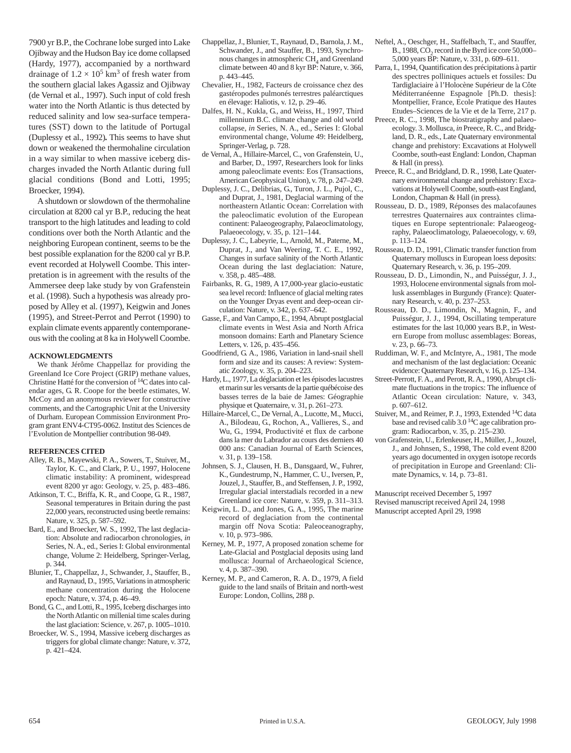7900 yr B.P., the Cochrane lobe surged into Lake Ojibway and the Hudson Bay ice dome collapsed (Hardy, 1977), accompanied by a northward drainage of $1.2 \times 10^5$ km$^3$ of fresh water from the southern glacial lakes Agassiz and Ojibway (de Vernal et al., 1997). Such input of cold fresh water into the North Atlantic is thus detected by reduced salinity and low sea-surface temperatures (SST) down to the latitude of Portugal (Duplessy et al., 1992). This seems to have shut down or weakened the thermohaline circulation in a way similar to when massive iceberg discharges invaded the North Atlantic during full glacial conditions (Bond and Lotti, 1995; Broecker, 1994).

A shutdown or slowdown of the thermohaline circulation at 8200 cal yr B.P., reducing the heat transport to the high latitudes and leading to cold conditions over both the North Atlantic and the neighboring European continent, seems to be the best possible explanation for the 8200 cal yr B.P. event recorded at Holywell Coombe. This interpretation is in agreement with the results of the Ammersee deep lake study by von Grafenstein et al. (1998). Such a hypothesis was already proposed by Alley et al. (1997), Keigwin and Jones (1995), and Street-Perrot and Perrot (1990) to explain climate events apparently contemporaneous with the cooling at 8 ka in Holywell Coombe.

## ACKNOWLEDGMENTS

We thank Jérôme Chappellaz for providing the Greenland Ice Core Project (GRIP) methane values, Christine Hatté for the conversion of $^{14}$C dates into calendar ages, G. R. Coope for the beetle estimates, W. McCoy and an anonymous reviewer for constructive comments, and the Cartographic Unit at the University of Durham. European Commission Environment Program grant ENV4-CT95-0062. Institut des Sciences de l'Evolution de Montpellier contribution 98-049.

## REFERENCES CITED

Alley, R. B., Mayewski, P. A., Sowers, T., Stuiver, M., Taylor, K. C., and Clark, P. U., 1997, Holocene climatic instability: A prominent, widespread event 8200 yr ago: Geology, v. 25, p. 483–486.

Atkinson, T. C., Briffa, K. R., and Coope, G. R., 1987, Seasonal temperatures in Britain during the past 22,000 years, reconstructed using beetle remains: Nature, v. 325, p. 587–592.

Bard, E., and Broecker, W. S., 1992, The last deglaciation: Absolute and radiocarbon chronologies, *in* Series, N. A., ed., Series I: Global environmental change, Volume 2: Heidelberg, Springer-Verlag, p. 344.

Blunier, T., Chappellaz, J., Schwander, J., Stauffer, B., and Raynaud, D., 1995, Variations in atmospheric methane concentration during the Holocene epoch: Nature, v. 374, p. 46–49.

Bond, G. C., and Lotti, R., 1995, Iceberg discharges into the North Atlantic on millenial time scales during the last glaciation: Science, v. 267, p. 1005–1010.

Broecker, W. S., 1994, Massive iceberg discharges as triggers for global climate change: Nature, v. 372, p. 421–424.

Chappellaz, J., Blunier, T., Raynaud, D., Barnola, J. M., Schwander, J., and Stauffer, B., 1993, Synchronous changes in atmospheric $CH_4$ and Greenland climate between 40 and 8 kyr BP: Nature, v. 366, p. 443–445.

Chevalier, H., 1982, Facteurs de croissance chez des gastéropodes pulmonés terrestres paléarctiques en élevage: Haliotis, v. 12, p. 29–46.

Dalfes, H. N., Kukla, G., and Weiss, H., 1997, Third millennium B.C. climate change and old world collapse, *in* Series, N. A., ed., Series I: Global environmental change, Volume 49: Heidelberg, Springer-Verlag, p. 728.

de Vernal, A., Hillaire-Marcel, C., von Grafenstein, U., and Barber, D., 1997, Researchers look for links among paleoclimate events: Eos (Transactions, American Geophysical Union), v. 78, p. 247–249.

Duplessy, J. C., Delibrias, G., Turon, J. L., Pujol, C., and Duprat, J., 1981, Deglacial warming of the northeastern Atlantic Ocean: Correlation with the paleoclimatic evolution of the European continent: Palaeogeography, Palaeoclimatology, Palaeoecology, v. 35, p. 121–144.

Duplessy, J. C., Labeyrie, L., Arnold, M., Paterne, M., Duprat, J., and Van Weering, T. C. E., 1992, Changes in surface salinity of the North Atlantic Ocean during the last deglaciation: Nature, v. 358, p. 485–488.

Fairbanks, R. G., 1989, A 17,000-year glacio-eustatic sea level record: Influence of glacial melting rates on the Younger Dryas event and deep-ocean circulation: Nature, v. 342, p. 637–642.

Gasse, F., and Van Campo, E., 1994, Abrupt postglacial climate events in West Asia and North Africa monsoon domains: Earth and Planetary Science Letters, v. 126, p. 435–456.

Goodfriend, G. A., 1986, Variation in land-snail shell form and size and its causes: A review: Systematic Zoology, v. 35, p. 204–223.

Hardy, L., 1977, La déglaciation et les épisodes lacustres et marin sur les versants de la partie québécoise des basses terres de la baie de James: Géographie physique et Quaternaire, v. 31, p. 261–273.

Hillaire-Marcel, C., De Vernal, A., Lucotte, M., Mucci, A., Bilodeau, G., Rochon, A., Vallieres, S., and Wu, G., 1994, Productivité et flux de carbone dans la mer du Labrador au cours des derniers 40 000 ans: Canadian Journal of Earth Sciences, v. 31, p. 139–158.

Johnsen, S. J., Clausen, H. B., Dansgaard, W., Fuhrer, K., Gundestrump, N., Hammer, C. U., Iversen, P., Jouzel, J., Stauffer, B., and Steffensen, J. P., 1992, Irregular glacial interstadials recorded in a new Greenland ice core: Nature, v. 359, p. 311–313.

Keigwin, L. D., and Jones, G. A., 1995, The marine record of deglaciation from the continental margin off Nova Scotia: Paleoceanography, v. 10, p. 973–986.

Kerney, M. P., 1977, A proposed zonation scheme for Late-Glacial and Postglacial deposits using land mollusca: Journal of Archaeological Science, v. 4, p. 387–390.

Kerney, M. P., and Cameron, R. A. D., 1979, A field guide to the land snails of Britain and north-west Europe: London, Collins, 288 p.

Neftel, A., Oeschger, H., Staffelbach, T., and Stauffer, B., 1988, $CO_2$ record in the Byrd ice core 50,000–5,000 years BP: Nature, v. 331, p. 609–611.

Parra, I., 1994, Quantification des précipitations à partir des spectres polliniques actuels et fossiles: Du Tardiglaciaire à l'Holocène Supérieur de la Côte Méditerranéenne Espagnole [Ph.D. thesis]: Montpellier, France, Ecole Pratique des Hautes Etudes–Sciences de la Vie et de la Terre, 217 p.

Preece, R. C., 1998, The biostratigraphy and palaeoecology. 3. Mollusca, *in* Preece, R. C., and Bridgland, D. R., eds., Late Quaternary environmental change and prehistory: Excavations at Holywell Coombe, south-east England: London, Chapman & Hall (in press).

Preece, R. C., and Bridgland, D. R., 1998, Late Quaternary environmental change and prehistory: Excavations at Holywell Coombe, south-east England, London, Chapman & Hall (in press).

Rousseau, D. D., 1989, Réponses des malacofaunes terrestres Quaternaires aux contraintes climatiques en Europe septentrionale: Palaeogeography, Palaeoclimatology, Palaeoecology, v. 69, p. 113–124.

Rousseau, D. D., 1991, Climatic transfer function from Quaternary molluscs in European loess deposits: Quaternary Research, v. 36, p. 195–209.

Rousseau, D. D., Limondin, N., and Puisségur, J. J., 1993, Holocene environmental signals from mollusk assemblages in Burgundy (France): Quaternary Research, v. 40, p. 237–253.

Rousseau, D. D., Limondin, N., Magnin, F., and Puisségur, J. J., 1994, Oscillating temperature estimates for the last 10,000 years B.P., in Western Europe from mollusc assemblages: Boreas, v. 23, p. 66–73.

Ruddiman, W. F., and McIntyre, A., 1981, The mode and mechanism of the last deglaciation: Oceanic evidence: Quaternary Research, v. 16, p. 125–134.

Street-Perrott, F. A., and Perott, R. A., 1990, Abrupt climate fluctuations in the tropics: The influence of Atlantic Ocean circulation: Nature, v. 343, p. 607–612.

Stuiver, M., and Reimer, P. J., 1993, Extended $^{14}$C data base and revised calib 3.0 $^{14}$C age calibration program: Radiocarbon, v. 35, p. 215–230.

von Grafenstein, U., Erlenkeuser, H., Müller, J., Jouzel, J., and Johnsen, S., 1998, The cold event 8200 years ago documented in oxygen isotope records of precipitation in Europe and Greenland: Climate Dynamics, v. 14, p. 73–81.

Manuscript received December 5, 1997
Revised manuscript received April 24, 1998
Manuscript accepted April 29, 1998

Printed in U.S.A.